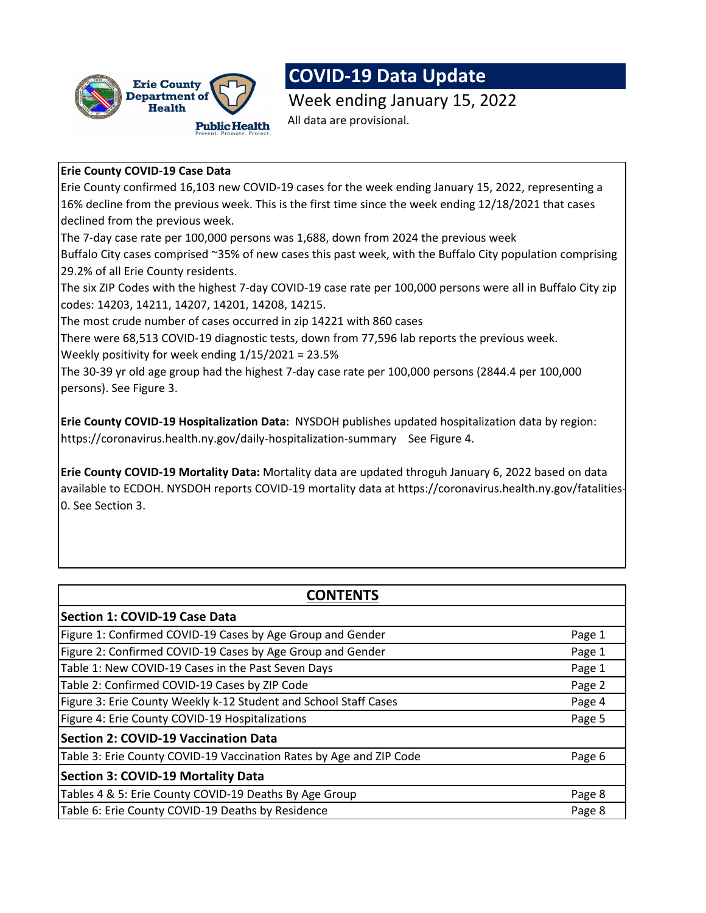# COVID-19 Data Update

Week ending January 15, 2022

All data are provisional.

**Erie County COVID-19 Case Data**

Erie County confirmed 16,103 new COVID-19 cases for the week ending January 15, 2022, representing a 16% decline from the previous week. This is the first time since the week ending 12/18/2021 that cases declined from the previous week.

The 7-day case rate per 100,000 persons was 1,688, down from 2024 the previous week

Buffalo City cases comprised ~35% of new cases this past week, with the Buffalo City population comprising 29.2% of all Erie County residents.

The six ZIP Codes with the highest 7-day COVID-19 case rate per 100,000 persons were all in Buffalo City zip codes: 14203, 14211, 14207, 14201, 14208, 14215.

The most crude number of cases occurred in zip 14221 with 860 cases

There were 68,513 COVID-19 diagnostic tests, down from 77,596 lab reports the previous week.

Weekly positivity for week ending 1/15/2021 = 23.5%

The 30-39 yr old age group had the highest 7-day case rate per 100,000 persons (2844.4 per 100,000 persons). See Figure 3.

**Erie County COVID-19 Hospitalization Data:** NYSDOH publishes updated hospitalization data by region: https://coronavirus.health.ny.gov/daily-hospitalization-summary See Figure 4.

**Erie County COVID-19 Mortality Data:** Mortality data are updated throguh January 6, 2022 based on data available to ECDOH. NYSDOH reports COVID-19 mortality data at https://coronavirus.health.ny.gov/fatalities-0. See Section 3.

## CONTENTS

| | |
|---|---|
| **Section 1: COVID-19 Case Data** | |
| Figure 1: Confirmed COVID-19 Cases by Age Group and Gender | Page 1 |
| Figure 2: Confirmed COVID-19 Cases by Age Group and Gender | Page 1 |
| Table 1: New COVID-19 Cases in the Past Seven Days | Page 1 |
| Table 2: Confirmed COVID-19 Cases by ZIP Code | Page 2 |
| Figure 3: Erie County Weekly k-12 Student and School Staff Cases | Page 4 |
| Figure 4: Erie County COVID-19 Hospitalizations | Page 5 |
| **Section 2: COVID-19 Vaccination Data** | |
| Table 3: Erie County COVID-19 Vaccination Rates by Age and ZIP Code | Page 6 |
| **Section 3: COVID-19 Mortality Data** | |
| Tables 4 & 5: Erie County COVID-19 Deaths By Age Group | Page 8 |
| Table 6: Erie County COVID-19 Deaths by Residence | Page 8 |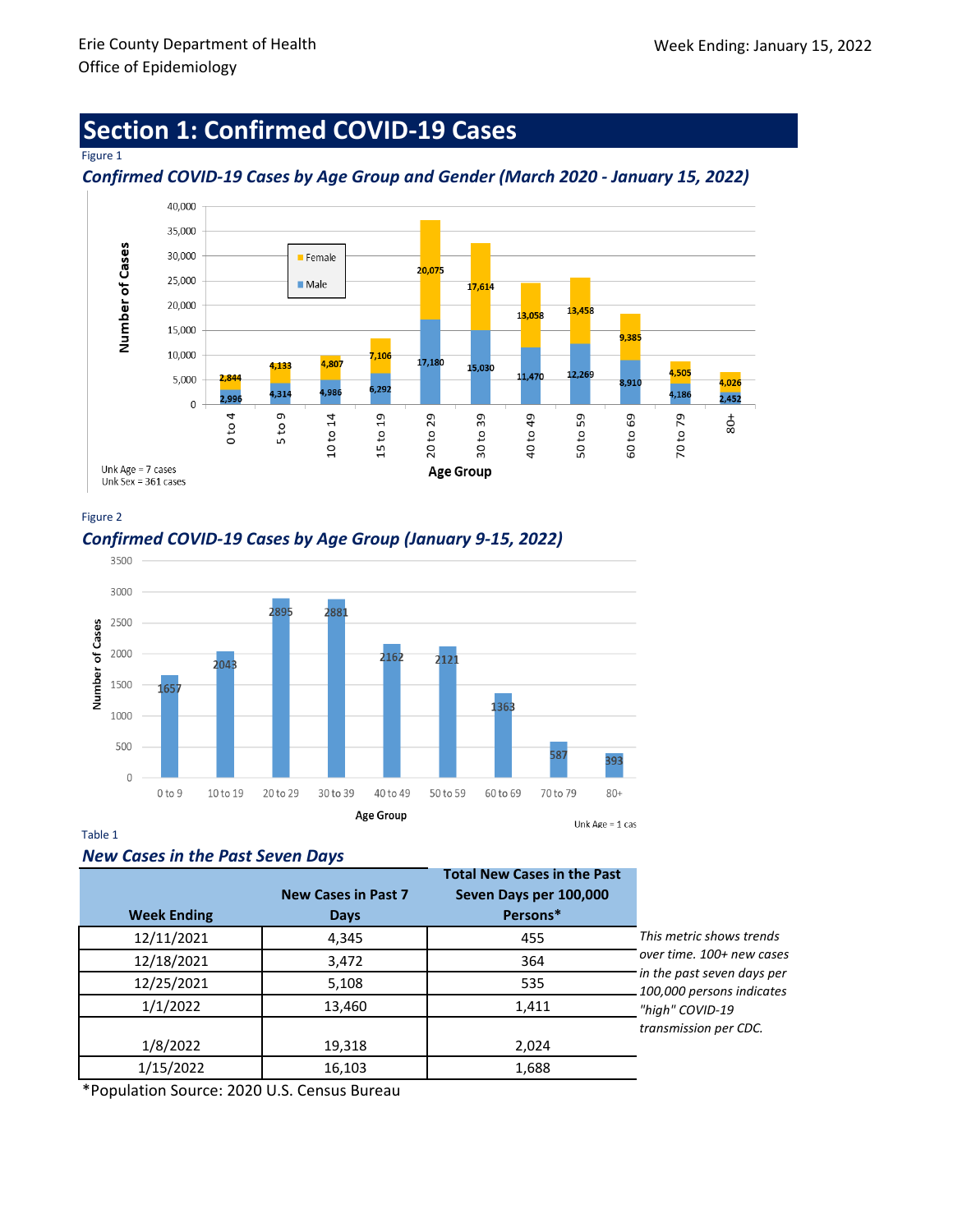Erie County Department of Health
Office of Epidemiology

Week Ending: January 15, 2022

# Section 1: Confirmed COVID-19 Cases

Figure 1

*Confirmed COVID-19 Cases by Age Group and Gender (March 2020 - January 15, 2022)*

| Age Group | Male | Female |
|---|---|---|
| 0 to 4 | 2,996 | 2,844 |
| 5 to 9 | 4,314 | 4,133 |
| 10 to 14 | 4,986 | 4,807 |
| 15 to 19 | 6,292 | 7,106 |
| 20 to 29 | 17,180 | 20,075 |
| 30 to 39 | 15,030 | 17,614 |
| 40 to 49 | 11,470 | 13,058 |
| 50 to 59 | 12,269 | 13,458 |
| 60 to 69 | 8,910 | 9,385 |
| 70 to 79 | 4,186 | 4,505 |
| 80+ | 2,452 | 4,026 |

Unk Age = 7 cases
Unk Sex = 361 cases

Figure 2

*Confirmed COVID-19 Cases by Age Group (January 9-15, 2022)*

| Age Group | Number of Cases |
|---|---|
| 0 to 9 | 1657 |
| 10 to 19 | 2043 |
| 20 to 29 | 2895 |
| 30 to 39 | 2881 |
| 40 to 49 | 2162 |
| 50 to 59 | 2121 |
| 60 to 69 | 1363 |
| 70 to 79 | 587 |
| 80+ | 393 |

Unk Age = 1 cas

Table 1

*New Cases in the Past Seven Days*

| Week Ending | New Cases in Past 7 Days | Total New Cases in the Past Seven Days per 100,000 Persons* |
|---|---|---|
| 12/11/2021 | 4,345 | 455 |
| 12/18/2021 | 3,472 | 364 |
| 12/25/2021 | 5,108 | 535 |
| 1/1/2022 | 13,460 | 1,411 |
| 1/8/2022 | 19,318 | 2,024 |
| 1/15/2022 | 16,103 | 1,688 |

*This metric shows trends over time. 100+ new cases in the past seven days per 100,000 persons indicates "high" COVID-19 transmission per CDC.*

*Population Source: 2020 U.S. Census Bureau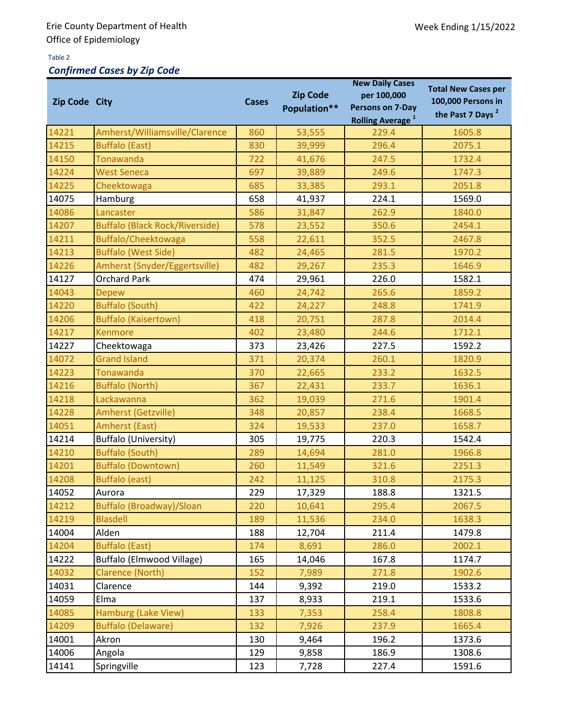Erie County Department of Health
Office of Epidemiology

Week Ending 1/15/2022

Table 2

### *Confirmed Cases by Zip Code*

| Zip Code | City | Cases | Zip Code Population** | New Daily Cases per 100,000 Persons on 7-Day Rolling Average [1] | Total New Cases per 100,000 Persons in the Past 7 Days [2] |
|---|---|---|---|---|---|
| 14221 | Amherst/Williamsville/Clarence | 860 | 53,555 | 229.4 | 1605.8 |
| 14215 | Buffalo (East) | 830 | 39,999 | 296.4 | 2075.1 |
| 14150 | Tonawanda | 722 | 41,676 | 247.5 | 1732.4 |
| 14224 | West Seneca | 697 | 39,889 | 249.6 | 1747.3 |
| 14225 | Cheektowaga | 685 | 33,385 | 293.1 | 2051.8 |
| 14075 | Hamburg | 658 | 41,937 | 224.1 | 1569.0 |
| 14086 | Lancaster | 586 | 31,847 | 262.9 | 1840.0 |
| 14207 | Buffalo (Black Rock/Riverside) | 578 | 23,552 | 350.6 | 2454.1 |
| 14211 | Buffalo/Cheektowaga | 558 | 22,611 | 352.5 | 2467.8 |
| 14213 | Buffalo (West Side) | 482 | 24,465 | 281.5 | 1970.2 |
| 14226 | Amherst (Snyder/Eggertsville) | 482 | 29,267 | 235.3 | 1646.9 |
| 14127 | Orchard Park | 474 | 29,961 | 226.0 | 1582.1 |
| 14043 | Depew | 460 | 24,742 | 265.6 | 1859.2 |
| 14220 | Buffalo (South) | 422 | 24,227 | 248.8 | 1741.9 |
| 14206 | Buffalo (Kaisertown) | 418 | 20,751 | 287.8 | 2014.4 |
| 14217 | Kenmore | 402 | 23,480 | 244.6 | 1712.1 |
| 14227 | Cheektowaga | 373 | 23,426 | 227.5 | 1592.2 |
| 14072 | Grand Island | 371 | 20,374 | 260.1 | 1820.9 |
| 14223 | Tonawanda | 370 | 22,665 | 233.2 | 1632.5 |
| 14216 | Buffalo (North) | 367 | 22,431 | 233.7 | 1636.1 |
| 14218 | Lackawanna | 362 | 19,039 | 271.6 | 1901.4 |
| 14228 | Amherst (Getzville) | 348 | 20,857 | 238.4 | 1668.5 |
| 14051 | Amherst (East) | 324 | 19,533 | 237.0 | 1658.7 |
| 14214 | Buffalo (University) | 305 | 19,775 | 220.3 | 1542.4 |
| 14210 | Buffalo (South) | 289 | 14,694 | 281.0 | 1966.8 |
| 14201 | Buffalo (Downtown) | 260 | 11,549 | 321.6 | 2251.3 |
| 14208 | Buffalo (east) | 242 | 11,125 | 310.8 | 2175.3 |
| 14052 | Aurora | 229 | 17,329 | 188.8 | 1321.5 |
| 14212 | Buffalo (Broadway)/Sloan | 220 | 10,641 | 295.4 | 2067.5 |
| 14219 | Blasdell | 189 | 11,536 | 234.0 | 1638.3 |
| 14004 | Alden | 188 | 12,704 | 211.4 | 1479.8 |
| 14204 | Buffalo (East) | 174 | 8,691 | 286.0 | 2002.1 |
| 14222 | Buffalo (Elmwood Village) | 165 | 14,046 | 167.8 | 1174.7 |
| 14032 | Clarence (North) | 152 | 7,989 | 271.8 | 1902.6 |
| 14031 | Clarence | 144 | 9,392 | 219.0 | 1533.2 |
| 14059 | Elma | 137 | 8,933 | 219.1 | 1533.6 |
| 14085 | Hamburg (Lake View) | 133 | 7,353 | 258.4 | 1808.8 |
| 14209 | Buffalo (Delaware) | 132 | 7,926 | 237.9 | 1665.4 |
| 14001 | Akron | 130 | 9,464 | 196.2 | 1373.6 |
| 14006 | Angola | 129 | 9,858 | 186.9 | 1308.6 |
| 14141 | Springville | 123 | 7,728 | 227.4 | 1591.6 |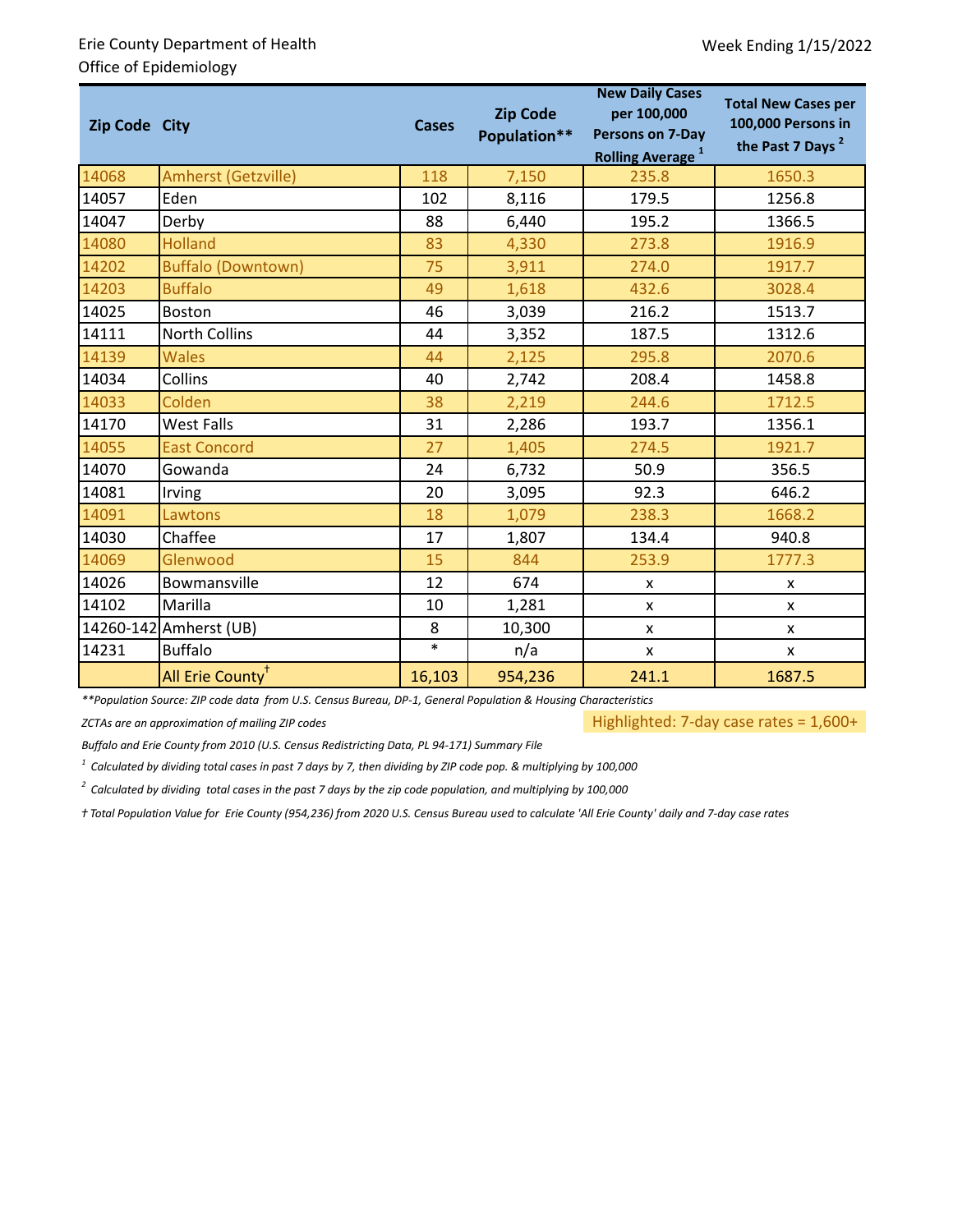Erie County Department of Health
Office of Epidemiology

Week Ending 1/15/2022

| Zip Code | City | Cases | Zip Code Population** | New Daily Cases per 100,000 Persons on 7-Day Rolling Average [1] | Total New Cases per 100,000 Persons in the Past 7 Days [2] |
|---|---|---|---|---|---|
| 14068 | Amherst (Getzville) | 118 | 7,150 | 235.8 | 1650.3 |
| 14057 | Eden | 102 | 8,116 | 179.5 | 1256.8 |
| 14047 | Derby | 88 | 6,440 | 195.2 | 1366.5 |
| 14080 | Holland | 83 | 4,330 | 273.8 | 1916.9 |
| 14202 | Buffalo (Downtown) | 75 | 3,911 | 274.0 | 1917.7 |
| 14203 | Buffalo | 49 | 1,618 | 432.6 | 3028.4 |
| 14025 | Boston | 46 | 3,039 | 216.2 | 1513.7 |
| 14111 | North Collins | 44 | 3,352 | 187.5 | 1312.6 |
| 14139 | Wales | 44 | 2,125 | 295.8 | 2070.6 |
| 14034 | Collins | 40 | 2,742 | 208.4 | 1458.8 |
| 14033 | Colden | 38 | 2,219 | 244.6 | 1712.5 |
| 14170 | West Falls | 31 | 2,286 | 193.7 | 1356.1 |
| 14055 | East Concord | 27 | 1,405 | 274.5 | 1921.7 |
| 14070 | Gowanda | 24 | 6,732 | 50.9 | 356.5 |
| 14081 | Irving | 20 | 3,095 | 92.3 | 646.2 |
| 14091 | Lawtons | 18 | 1,079 | 238.3 | 1668.2 |
| 14030 | Chaffee | 17 | 1,807 | 134.4 | 940.8 |
| 14069 | Glenwood | 15 | 844 | 253.9 | 1777.3 |
| 14026 | Bowmansville | 12 | 674 | x | x |
| 14102 | Marilla | 10 | 1,281 | x | x |
| 14260-142 | Amherst (UB) | 8 | 10,300 | x | x |
| 14231 | Buffalo | * | n/a | x | x |
| | All Erie County† | 16,103 | 954,236 | 241.1 | 1687.5 |

*\*\*Population Source: ZIP code data from U.S. Census Bureau, DP-1, General Population & Housing Characteristics*

*ZCTAs are an approximation of mailing ZIP codes*

Highlighted: 7-day case rates = 1,600+

*Buffalo and Erie County from 2010 (U.S. Census Redistricting Data, PL 94-171) Summary File*

*[1] Calculated by dividing total cases in past 7 days by 7, then dividing by ZIP code pop. & multiplying by 100,000*

*[2] Calculated by dividing total cases in the past 7 days by the zip code population, and multiplying by 100,000*

*† Total Population Value for Erie County (954,236) from 2020 U.S. Census Bureau used to calculate 'All Erie County' daily and 7-day case rates*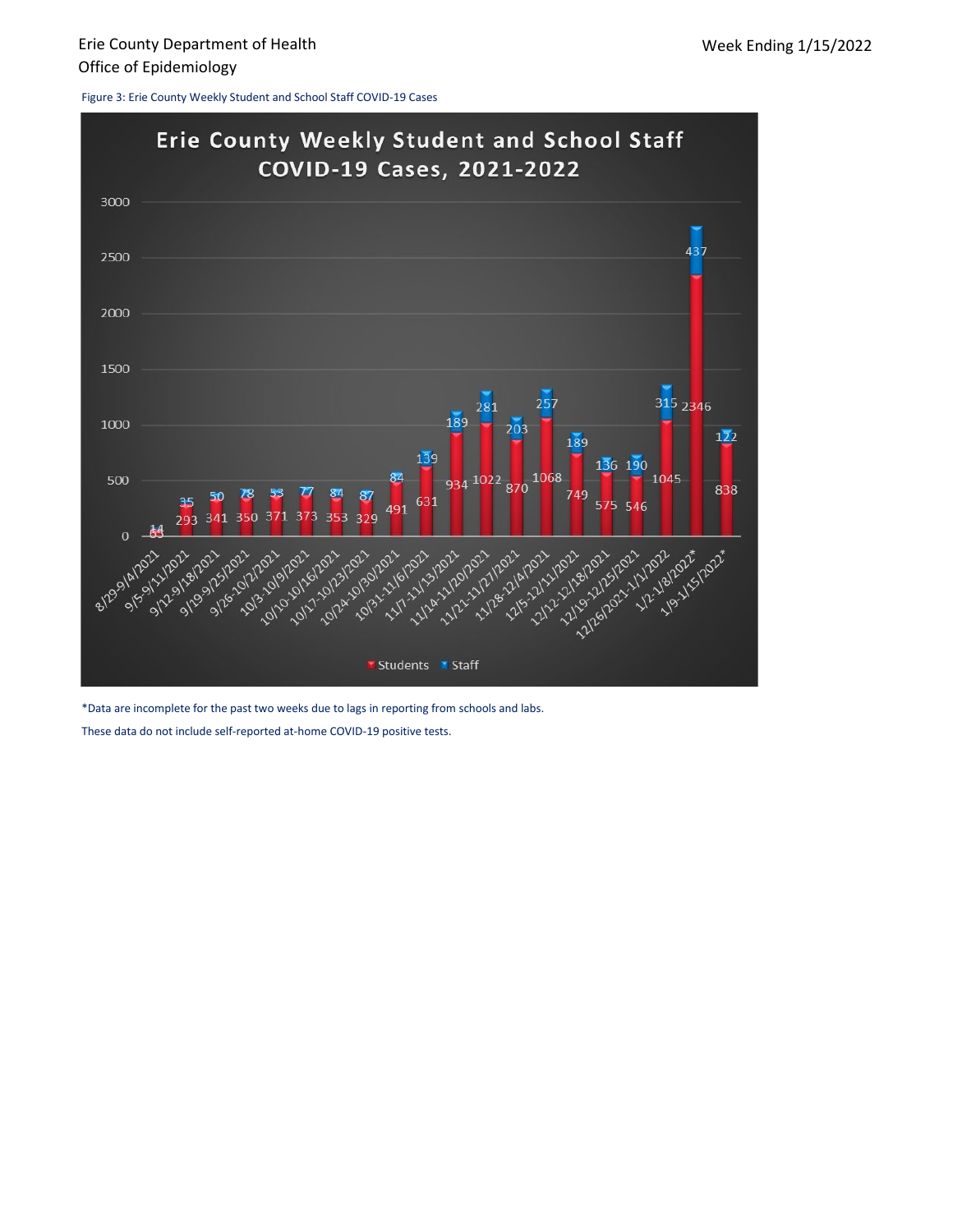Erie County Department of Health
Office of Epidemiology

Week Ending 1/15/2022

Figure 3: Erie County Weekly Student and School Staff COVID-19 Cases

**Erie County Weekly Student and School Staff COVID-19 Cases, 2021-2022**

| Week | Students | Staff |
|---|---|---|
| 8/29-9/4/2021 | 65 | 14 |
| 9/5-9/11/2021 | 293 | 35 |
| 9/12-9/18/2021 | 341 | 50 |
| 9/19-9/25/2021 | 350 | 78 |
| 9/26-10/2/2021 | 371 | 53 |
| 10/3-10/9/2021 | 373 | 77 |
| 10/10-10/16/2021 | 353 | 84 |
| 10/17-10/23/2021 | 329 | 87 |
| 10/24-10/30/2021 | 491 | 84 |
| 10/31-11/6/2021 | 631 | 139 |
| 11/7-11/13/2021 | 934 | 189 |
| 11/14-11/20/2021 | 1022 | 281 |
| 11/21-11/27/2021 | 870 | 203 |
| 11/28-12/4/2021 | 1068 | 257 |
| 12/5-12/11/2021 | 749 | 189 |
| 12/12-12/18/2021 | 575 | 136 |
| 12/19-12/25/2021 | 546 | 190 |
| 12/26/2021-1/1/2022 | 1045 | 315 |
| 1/2-1/8/2022* | 2346 | 437 |
| 1/9-1/15/2022* | 838 | 122 |

*Data are incomplete for the past two weeks due to lags in reporting from schools and labs.

These data do not include self-reported at-home COVID-19 positive tests.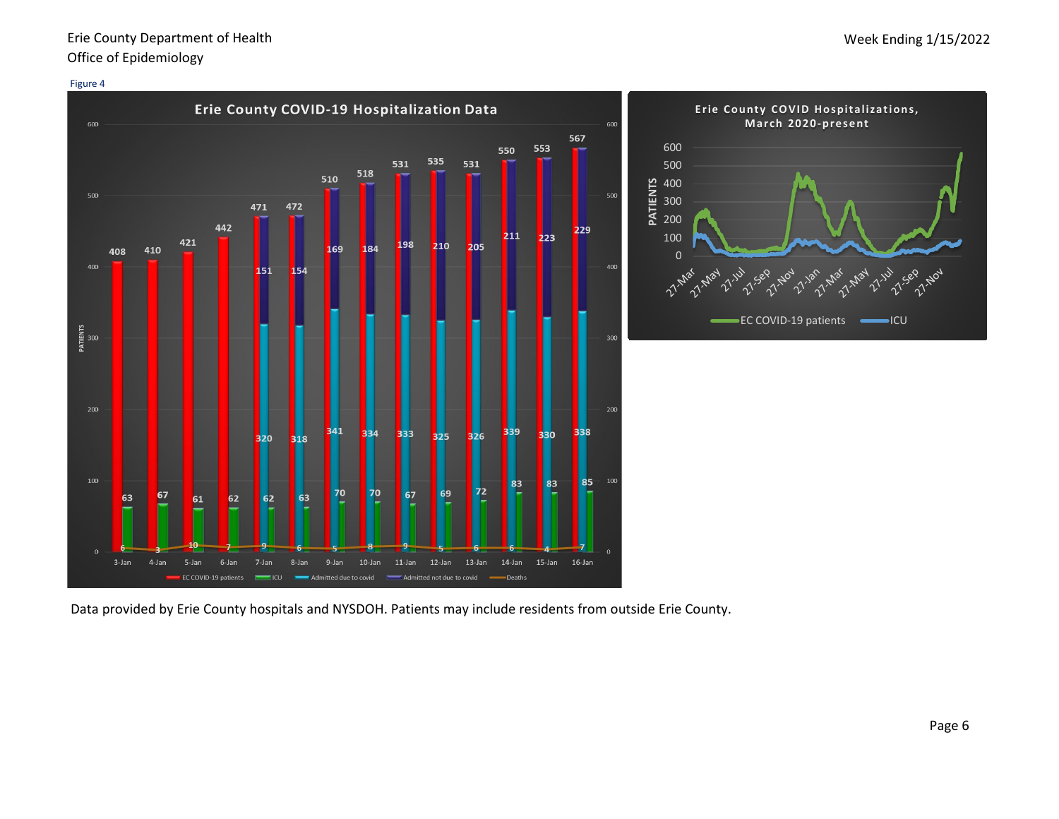Figure 4

**Erie County COVID-19 Hospitalization Data**

| Date | EC COVID-19 patients | ICU | Admitted due to covid | Admitted not due to covid | Deaths |
|---|---|---|---|---|---|
| 3-Jan | 408 | 63 | | | 6 |
| 4-Jan | 410 | 67 | | | 3 |
| 5-Jan | 421 | 61 | | | 10 |
| 6-Jan | 442 | 62 | | | 7 |
| 7-Jan | 471 | 62 | 320 | 151 | 9 |
| 8-Jan | 472 | 63 | 318 | 154 | 6 |
| 9-Jan | 510 | 70 | 341 | 169 | 5 |
| 10-Jan | 518 | 70 | 334 | 184 | 8 |
| 11-Jan | 531 | 67 | 333 | 198 | 9 |
| 12-Jan | 535 | 69 | 325 | 210 | 5 |
| 13-Jan | 531 | 72 | 326 | 205 | 6 |
| 14-Jan | 550 | 83 | 339 | 211 | 6 |
| 15-Jan | 553 | 83 | 330 | 223 | 4 |
| 16-Jan | 567 | 85 | 338 | 229 | 7 |

**Erie County COVID Hospitalizations, March 2020-present**

(Series: EC COVID-19 patients; ICU)

Data provided by Erie County hospitals and NYSDOH. Patients may include residents from outside Erie County.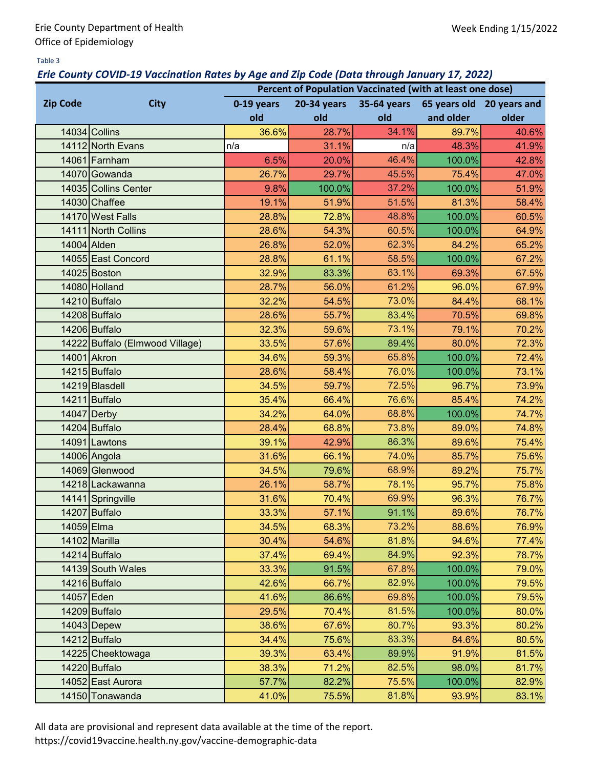Erie County Department of Health
Office of Epidemiology

Week Ending 1/15/2022

Table 3

### *Erie County COVID-19 Vaccination Rates by Age and Zip Code (Data through January 17, 2022)*

| Zip Code | City | Percent of Population Vaccinated (with at least one dose) | | | | |
|---|---|---|---|---|---|---|
| | | 0-19 years old | 20-34 years old | 35-64 years old | 65 years old and older | 20 years and older |
| 14034 | Collins | 36.6% | 28.7% | 34.1% | 89.7% | 40.6% |
| 14112 | North Evans | n/a | 31.1% | n/a | 48.3% | 41.9% |
| 14061 | Farnham | 6.5% | 20.0% | 46.4% | 100.0% | 42.8% |
| 14070 | Gowanda | 26.7% | 29.7% | 45.5% | 75.4% | 47.0% |
| 14035 | Collins Center | 9.8% | 100.0% | 37.2% | 100.0% | 51.9% |
| 14030 | Chaffee | 19.1% | 51.9% | 51.5% | 81.3% | 58.4% |
| 14170 | West Falls | 28.8% | 72.8% | 48.8% | 100.0% | 60.5% |
| 14111 | North Collins | 28.6% | 54.3% | 60.5% | 100.0% | 64.9% |
| 14004 | Alden | 26.8% | 52.0% | 62.3% | 84.2% | 65.2% |
| 14055 | East Concord | 28.8% | 61.1% | 58.5% | 100.0% | 67.2% |
| 14025 | Boston | 32.9% | 83.3% | 63.1% | 69.3% | 67.5% |
| 14080 | Holland | 28.7% | 56.0% | 61.2% | 96.0% | 67.9% |
| 14210 | Buffalo | 32.2% | 54.5% | 73.0% | 84.4% | 68.1% |
| 14208 | Buffalo | 28.6% | 55.7% | 83.4% | 70.5% | 69.8% |
| 14206 | Buffalo | 32.3% | 59.6% | 73.1% | 79.1% | 70.2% |
| 14222 | Buffalo (Elmwood Village) | 33.5% | 57.6% | 89.4% | 80.0% | 72.3% |
| 14001 | Akron | 34.6% | 59.3% | 65.8% | 100.0% | 72.4% |
| 14215 | Buffalo | 28.6% | 58.4% | 76.0% | 100.0% | 73.1% |
| 14219 | Blasdell | 34.5% | 59.7% | 72.5% | 96.7% | 73.9% |
| 14211 | Buffalo | 35.4% | 66.4% | 76.6% | 85.4% | 74.2% |
| 14047 | Derby | 34.2% | 64.0% | 68.8% | 100.0% | 74.7% |
| 14204 | Buffalo | 28.4% | 68.8% | 73.8% | 89.0% | 74.8% |
| 14091 | Lawtons | 39.1% | 42.9% | 86.3% | 89.6% | 75.4% |
| 14006 | Angola | 31.6% | 66.1% | 74.0% | 85.7% | 75.6% |
| 14069 | Glenwood | 34.5% | 79.6% | 68.9% | 89.2% | 75.7% |
| 14218 | Lackawanna | 26.1% | 58.7% | 78.1% | 95.7% | 75.8% |
| 14141 | Springville | 31.6% | 70.4% | 69.9% | 96.3% | 76.7% |
| 14207 | Buffalo | 33.3% | 57.1% | 91.1% | 89.6% | 76.7% |
| 14059 | Elma | 34.5% | 68.3% | 73.2% | 88.6% | 76.9% |
| 14102 | Marilla | 30.4% | 54.6% | 81.8% | 94.6% | 77.4% |
| 14214 | Buffalo | 37.4% | 69.4% | 84.9% | 92.3% | 78.7% |
| 14139 | South Wales | 33.3% | 91.5% | 67.8% | 100.0% | 79.0% |
| 14216 | Buffalo | 42.6% | 66.7% | 82.9% | 100.0% | 79.5% |
| 14057 | Eden | 41.6% | 86.6% | 69.8% | 100.0% | 79.5% |
| 14209 | Buffalo | 29.5% | 70.4% | 81.5% | 100.0% | 80.0% |
| 14043 | Depew | 38.6% | 67.6% | 80.7% | 93.3% | 80.2% |
| 14212 | Buffalo | 34.4% | 75.6% | 83.3% | 84.6% | 80.5% |
| 14225 | Cheektowaga | 39.3% | 63.4% | 89.9% | 91.9% | 81.5% |
| 14220 | Buffalo | 38.3% | 71.2% | 82.5% | 98.0% | 81.7% |
| 14052 | East Aurora | 57.7% | 82.2% | 75.5% | 100.0% | 82.9% |
| 14150 | Tonawanda | 41.0% | 75.5% | 81.8% | 93.9% | 83.1% |

All data are provisional and represent data available at the time of the report.
https://covid19vaccine.health.ny.gov/vaccine-demographic-data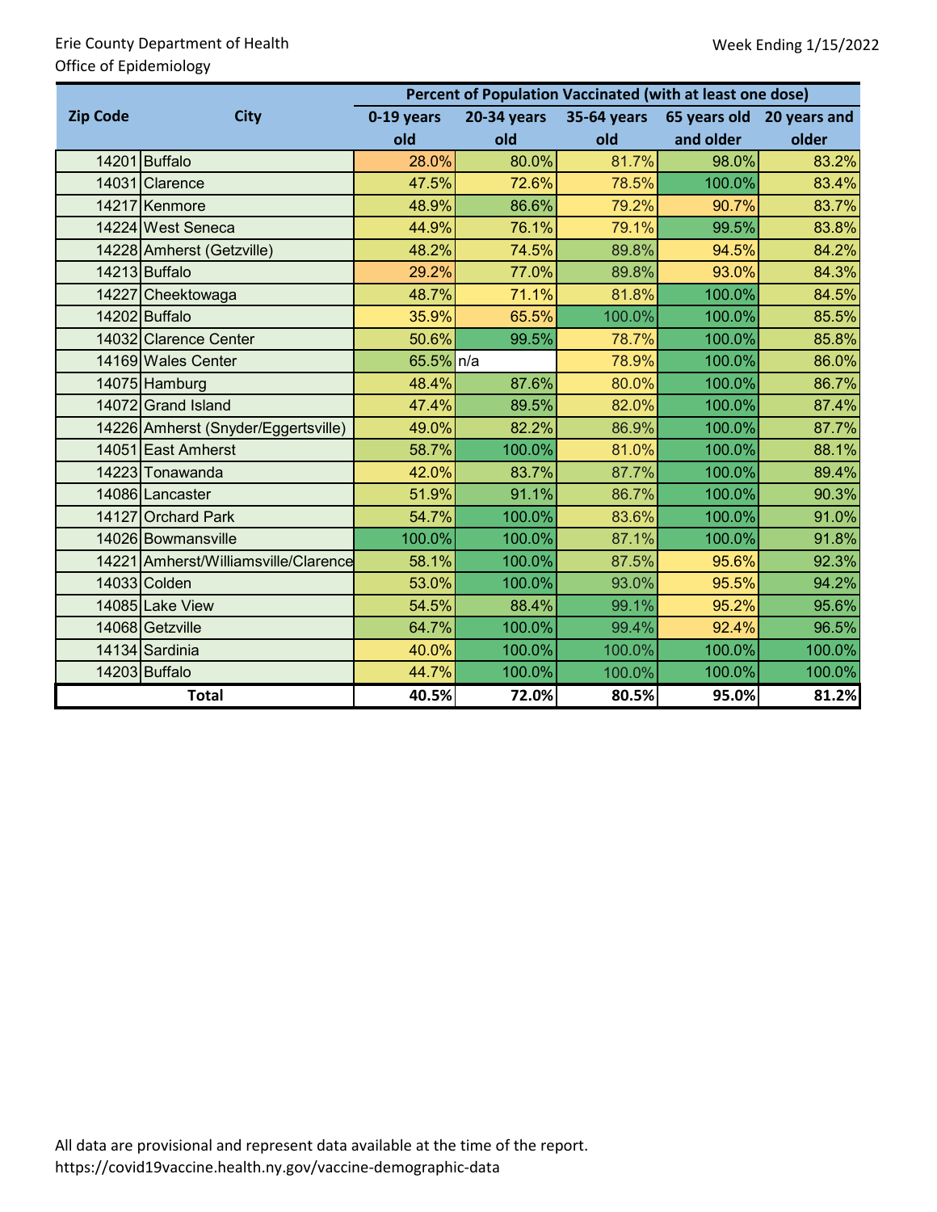Erie County Department of Health
Office of Epidemiology

Week Ending 1/15/2022

| Zip Code | City | Percent of Population Vaccinated (with at least one dose) | | | | |
|---|---|---|---|---|---|---|
| | | 0-19 years old | 20-34 years old | 35-64 years old | 65 years old and older | 20 years and older |
| 14201 | Buffalo | 28.0% | 80.0% | 81.7% | 98.0% | 83.2% |
| 14031 | Clarence | 47.5% | 72.6% | 78.5% | 100.0% | 83.4% |
| 14217 | Kenmore | 48.9% | 86.6% | 79.2% | 90.7% | 83.7% |
| 14224 | West Seneca | 44.9% | 76.1% | 79.1% | 99.5% | 83.8% |
| 14228 | Amherst (Getzville) | 48.2% | 74.5% | 89.8% | 94.5% | 84.2% |
| 14213 | Buffalo | 29.2% | 77.0% | 89.8% | 93.0% | 84.3% |
| 14227 | Cheektowaga | 48.7% | 71.1% | 81.8% | 100.0% | 84.5% |
| 14202 | Buffalo | 35.9% | 65.5% | 100.0% | 100.0% | 85.5% |
| 14032 | Clarence Center | 50.6% | 99.5% | 78.7% | 100.0% | 85.8% |
| 14169 | Wales Center | 65.5% | n/a | 78.9% | 100.0% | 86.0% |
| 14075 | Hamburg | 48.4% | 87.6% | 80.0% | 100.0% | 86.7% |
| 14072 | Grand Island | 47.4% | 89.5% | 82.0% | 100.0% | 87.4% |
| 14226 | Amherst (Snyder/Eggertsville) | 49.0% | 82.2% | 86.9% | 100.0% | 87.7% |
| 14051 | East Amherst | 58.7% | 100.0% | 81.0% | 100.0% | 88.1% |
| 14223 | Tonawanda | 42.0% | 83.7% | 87.7% | 100.0% | 89.4% |
| 14086 | Lancaster | 51.9% | 91.1% | 86.7% | 100.0% | 90.3% |
| 14127 | Orchard Park | 54.7% | 100.0% | 83.6% | 100.0% | 91.0% |
| 14026 | Bowmansville | 100.0% | 100.0% | 87.1% | 100.0% | 91.8% |
| 14221 | Amherst/Williamsville/Clarence | 58.1% | 100.0% | 87.5% | 95.6% | 92.3% |
| 14033 | Colden | 53.0% | 100.0% | 93.0% | 95.5% | 94.2% |
| 14085 | Lake View | 54.5% | 88.4% | 99.1% | 95.2% | 95.6% |
| 14068 | Getzville | 64.7% | 100.0% | 99.4% | 92.4% | 96.5% |
| 14134 | Sardinia | 40.0% | 100.0% | 100.0% | 100.0% | 100.0% |
| 14203 | Buffalo | 44.7% | 100.0% | 100.0% | 100.0% | 100.0% |
| **Total** | | **40.5%** | **72.0%** | **80.5%** | **95.0%** | **81.2%** |

All data are provisional and represent data available at the time of the report.
https://covid19vaccine.health.ny.gov/vaccine-demographic-data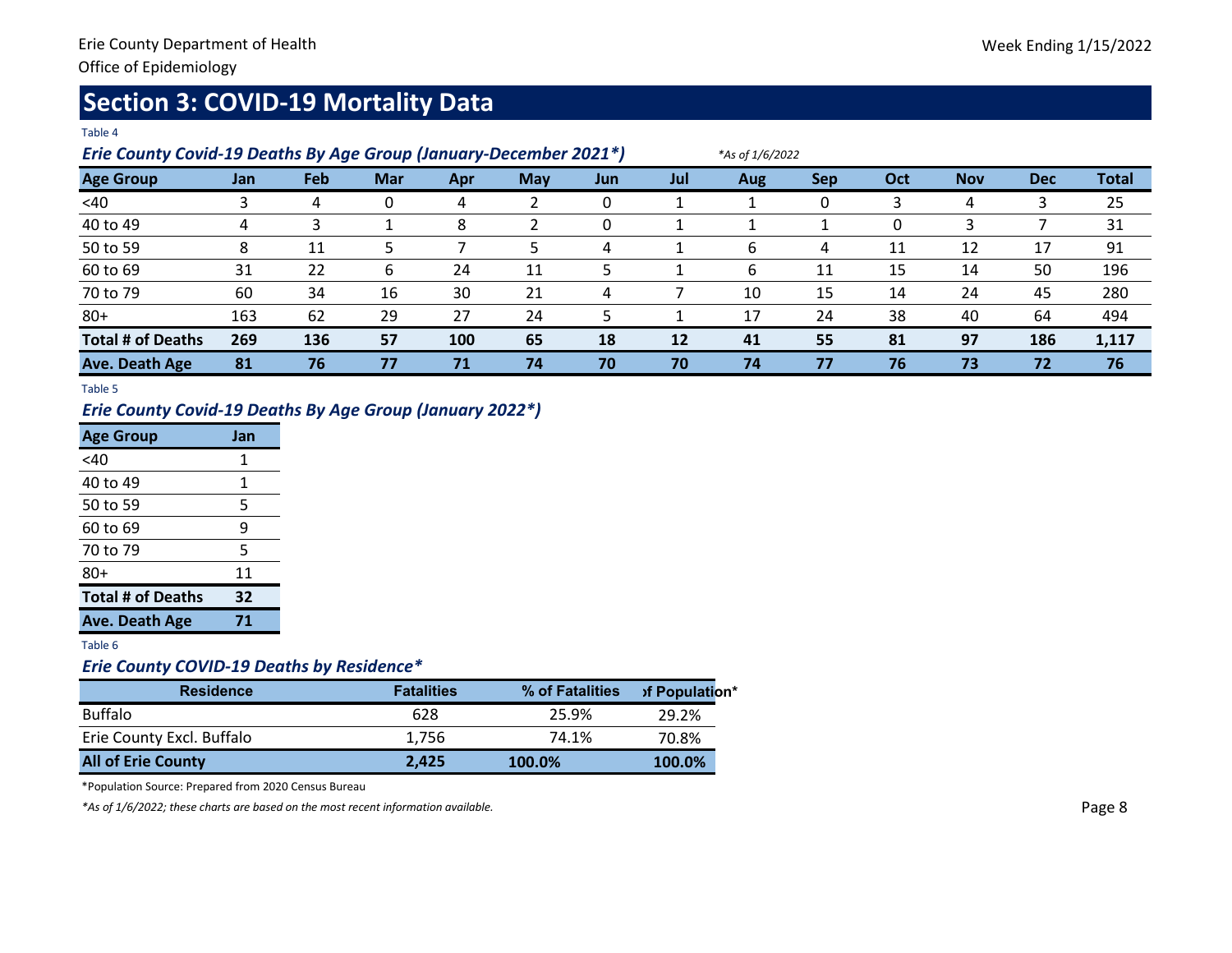## Section 3: COVID-19 Mortality Data

Table 4

### *Erie County Covid-19 Deaths By Age Group (January-December 2021*)*

*\*As of 1/6/2022*

| Age Group | Jan | Feb | Mar | Apr | May | Jun | Jul | Aug | Sep | Oct | Nov | Dec | Total |
|---|---|---|---|---|---|---|---|---|---|---|---|---|---|
| <40 | 3 | 4 | 0 | 4 | 2 | 0 | 1 | 1 | 0 | 3 | 4 | 3 | 25 |
| 40 to 49 | 4 | 3 | 1 | 8 | 2 | 0 | 1 | 1 | 1 | 0 | 3 | 7 | 31 |
| 50 to 59 | 8 | 11 | 5 | 7 | 5 | 4 | 1 | 6 | 4 | 11 | 12 | 17 | 91 |
| 60 to 69 | 31 | 22 | 6 | 24 | 11 | 5 | 1 | 6 | 11 | 15 | 14 | 50 | 196 |
| 70 to 79 | 60 | 34 | 16 | 30 | 21 | 4 | 7 | 10 | 15 | 14 | 24 | 45 | 280 |
| 80+ | 163 | 62 | 29 | 27 | 24 | 5 | 1 | 17 | 24 | 38 | 40 | 64 | 494 |
| **Total # of Deaths** | **269** | **136** | **57** | **100** | **65** | **18** | **12** | **41** | **55** | **81** | **97** | **186** | **1,117** |
| **Ave. Death Age** | **81** | **76** | **77** | **71** | **74** | **70** | **70** | **74** | **77** | **76** | **73** | **72** | **76** |

Table 5

### *Erie County Covid-19 Deaths By Age Group (January 2022*)*

| Age Group | Jan |
|---|---|
| <40 | 1 |
| 40 to 49 | 1 |
| 50 to 59 | 5 |
| 60 to 69 | 9 |
| 70 to 79 | 5 |
| 80+ | 11 |
| **Total # of Deaths** | **32** |
| **Ave. Death Age** | **71** |

Table 6

### *Erie County COVID-19 Deaths by Residence*

| Residence | Fatalities | % of Fatalities | of Population* |
|---|---|---|---|
| Buffalo | 628 | 25.9% | 29.2% |
| Erie County Excl. Buffalo | 1,756 | 74.1% | 70.8% |
| **All of Erie County** | **2,425** | **100.0%** | **100.0%** |

*Population Source: Prepared from 2020 Census Bureau

*\*As of 1/6/2022; these charts are based on the most recent information available.*